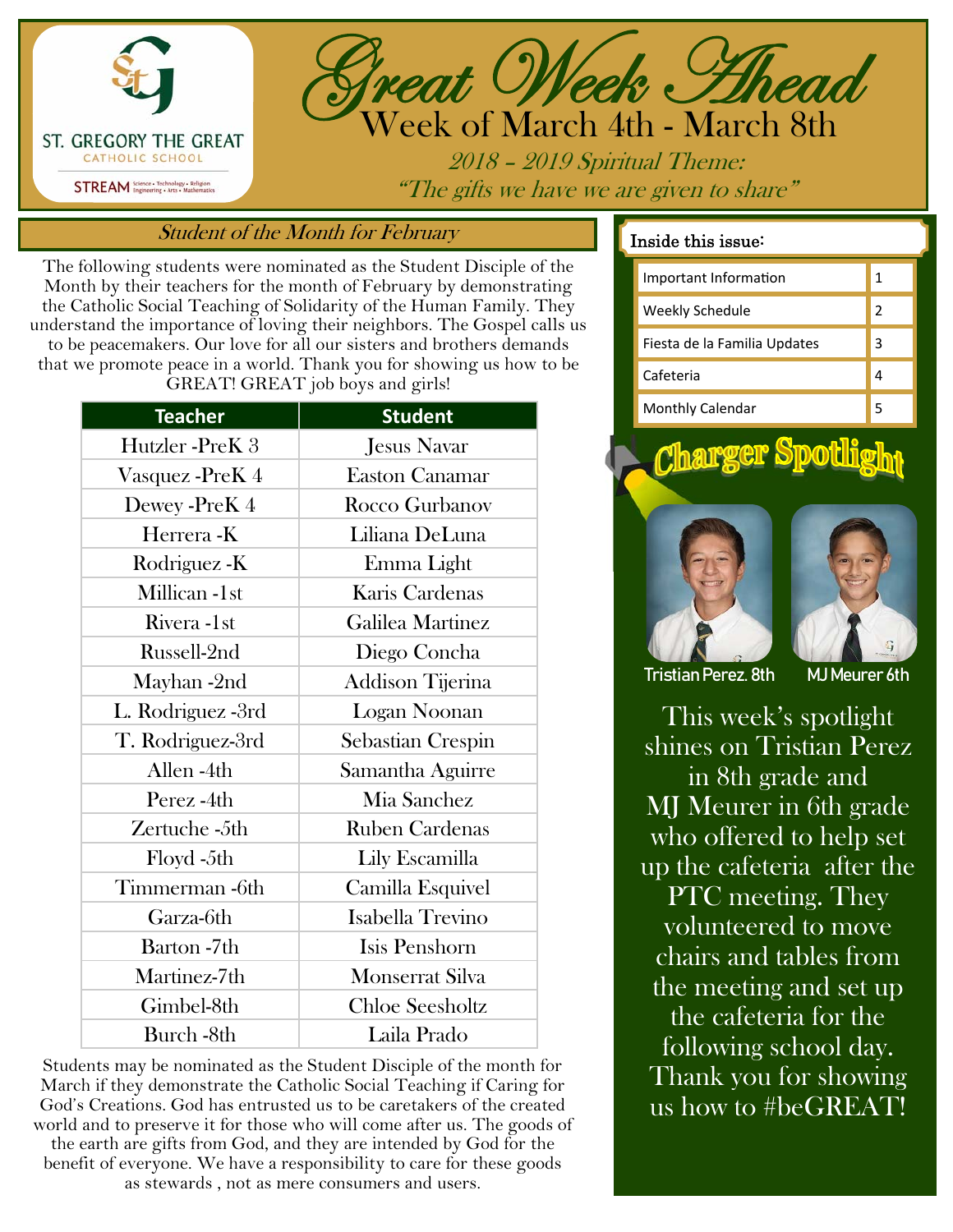ST. GREGORY THE GREAT CATHOLIC SCHOOL

STREAM Science • Technology • Religion Engineering • Arts • Mathematics

# Great Week Ahead

## Week of March 4th - March 8th

*2018 – 2019 Spiritual Theme:*
*"The gifts we have we are given to share"*

## *Student of the Month for February*

The following students were nominated as the Student Disciple of the Month by their teachers for the month of February by demonstrating the Catholic Social Teaching of Solidarity of the Human Family. They understand the importance of loving their neighbors. The Gospel calls us to be peacemakers. Our love for all our sisters and brothers demands that we promote peace in a world. Thank you for showing us how to be GREAT! GREAT job boys and girls!

| Teacher | Student |
|---|---|
| Hutzler -PreK 3 | Jesus Navar |
| Vasquez -PreK 4 | Easton Canamar |
| Dewey -PreK 4 | Rocco Gurbanov |
| Herrera -K | Liliana DeLuna |
| Rodriguez -K | Emma Light |
| Millican -1st | Karis Cardenas |
| Rivera -1st | Galilea Martinez |
| Russell-2nd | Diego Concha |
| Mayhan -2nd | Addison Tijerina |
| L. Rodriguez -3rd | Logan Noonan |
| T. Rodriguez-3rd | Sebastian Crespin |
| Allen -4th | Samantha Aguirre |
| Perez -4th | Mia Sanchez |
| Zertuche -5th | Ruben Cardenas |
| Floyd -5th | Lily Escamilla |
| Timmerman -6th | Camilla Esquivel |
| Garza-6th | Isabella Trevino |
| Barton -7th | Isis Penshorn |
| Martinez-7th | Monserrat Silva |
| Gimbel-8th | Chloe Seesholtz |
| Burch -8th | Laila Prado |

Students may be nominated as the Student Disciple of the month for March if they demonstrate the Catholic Social Teaching if Caring for God's Creations. God has entrusted us to be caretakers of the created world and to preserve it for those who will come after us. The goods of the earth are gifts from God, and they are intended by God for the benefit of everyone. We have a responsibility to care for these goods as stewards , not as mere consumers and users.

**Inside this issue:**

| | |
|---|---|
| Important Information | 1 |
| Weekly Schedule | 2 |
| Fiesta de la Familia Updates | 3 |
| Cafeteria | 4 |
| Monthly Calendar | 5 |

## Charger Spotlight

Tristian Perez. 8th    MJ Meurer 6th

This week's spotlight shines on Tristian Perez in 8th grade and MJ Meurer in 6th grade who offered to help set up the cafeteria after the PTC meeting. They volunteered to move chairs and tables from the meeting and set up the cafeteria for the following school day. Thank you for showing us how to #beGREAT!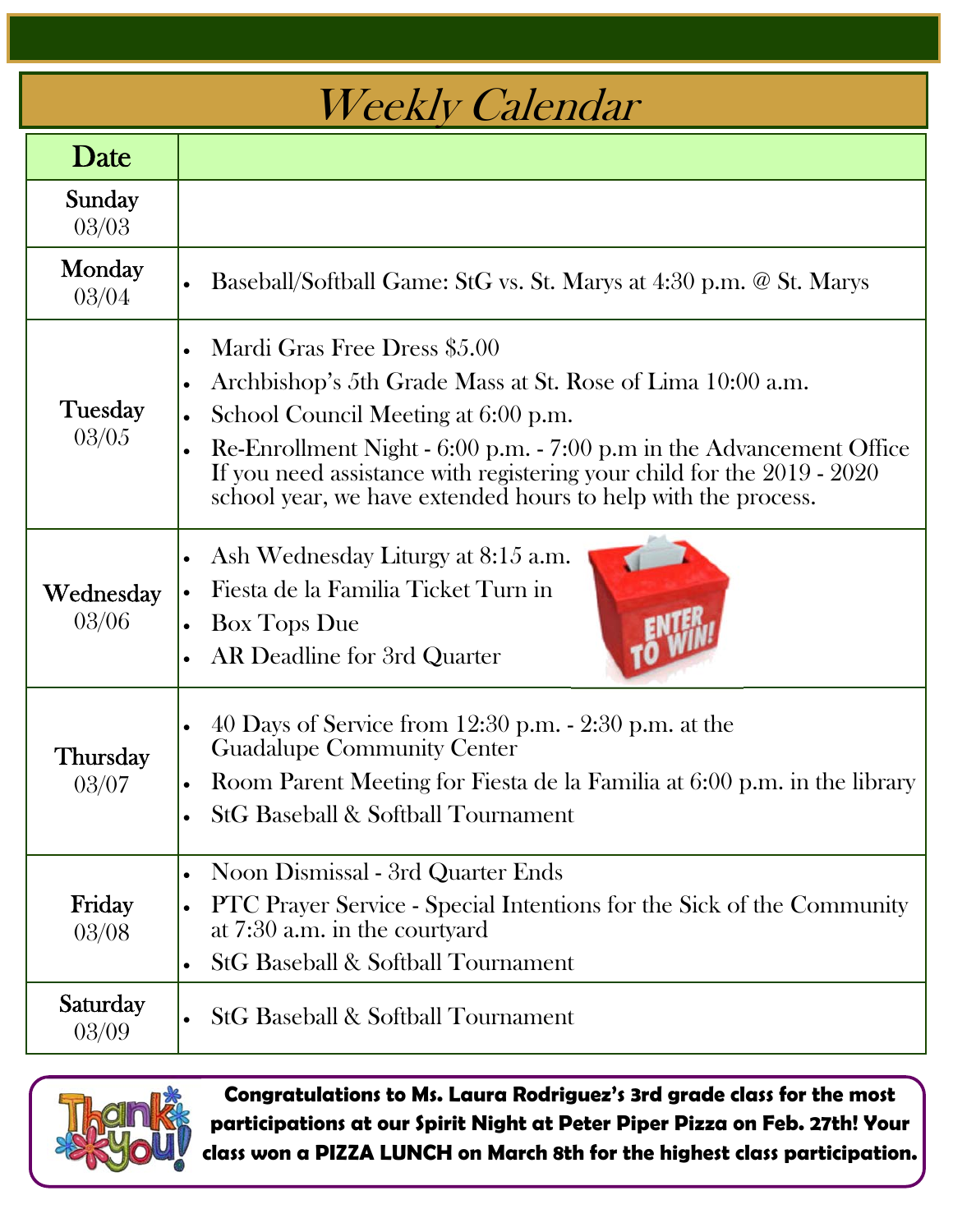# Weekly Calendar

| Date | |
|---|---|
| Sunday 03/03 | |
| Monday 03/04 | • Baseball/Softball Game: StG vs. St. Marys at 4:30 p.m. @ St. Marys |
| Tuesday 03/05 | • Mardi Gras Free Dress $5.00<br>• Archbishop's 5th Grade Mass at St. Rose of Lima 10:00 a.m.<br>• School Council Meeting at 6:00 p.m.<br>• Re-Enrollment Night - 6:00 p.m. - 7:00 p.m in the Advancement Office If you need assistance with registering your child for the 2019 - 2020 school year, we have extended hours to help with the process. |
| Wednesday 03/06 | • Ash Wednesday Liturgy at 8:15 a.m.<br>• Fiesta de la Familia Ticket Turn in<br>• Box Tops Due<br>• AR Deadline for 3rd Quarter |
| Thursday 03/07 | • 40 Days of Service from 12:30 p.m. - 2:30 p.m. at the Guadalupe Community Center<br>• Room Parent Meeting for Fiesta de la Familia at 6:00 p.m. in the library<br>• StG Baseball & Softball Tournament |
| Friday 03/08 | • Noon Dismissal - 3rd Quarter Ends<br>• PTC Prayer Service - Special Intentions for the Sick of the Community at 7:30 a.m. in the courtyard<br>• StG Baseball & Softball Tournament |
| Saturday 03/09 | • StG Baseball & Softball Tournament |

**Congratulations to Ms. Laura Rodriguez's 3rd grade class for the most participations at our Spirit Night at Peter Piper Pizza on Feb. 27th! Your class won a PIZZA LUNCH on March 8th for the highest class participation.**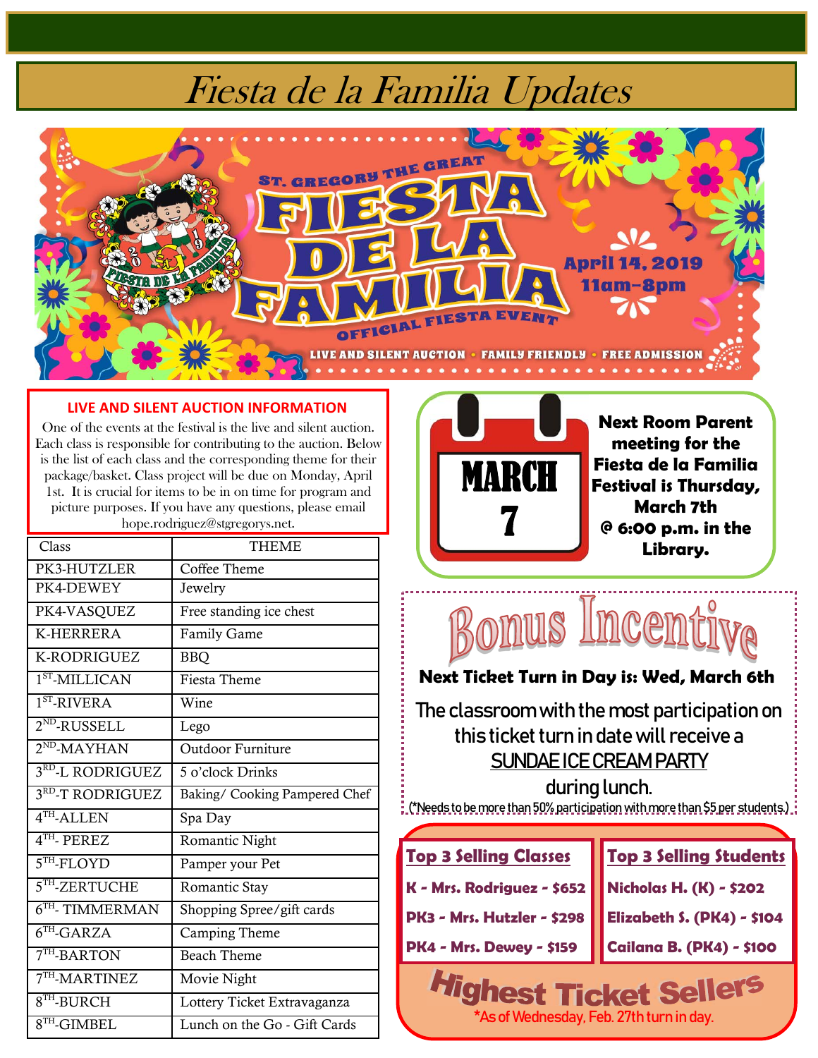# Fiesta de la Familia Updates

ST. GREGORY THE GREAT **FIESTA DE LA FAMILIA** OFFICIAL FIESTA EVENT

April 14, 2019
11am–8pm

LIVE AND SILENT AUCTION • FAMILY FRIENDLY • FREE ADMISSION

## LIVE AND SILENT AUCTION INFORMATION

One of the events at the festival is the live and silent auction. Each class is responsible for contributing to the auction. Below is the list of each class and the corresponding theme for their package/basket. Class project will be due on Monday, April 1st. It is crucial for items to be in on time for program and picture purposes. If you have any questions, please email hope.rodriguez@stgregorys.net.

| Class | THEME |
|---|---|
| PK3-HUTZLER | Coffee Theme |
| PK4-DEWEY | Jewelry |
| PK4-VASQUEZ | Free standing ice chest |
| K-HERRERA | Family Game |
| K-RODRIGUEZ | BBQ |
| 1ST-MILLICAN | Fiesta Theme |
| 1ST-RIVERA | Wine |
| 2ND-RUSSELL | Lego |
| 2ND-MAYHAN | Outdoor Furniture |
| 3RD-L RODRIGUEZ | 5 o'clock Drinks |
| 3RD-T RODRIGUEZ | Baking/ Cooking Pampered Chef |
| 4TH-ALLEN | Spa Day |
| 4TH- PEREZ | Romantic Night |
| 5TH-FLOYD | Pamper your Pet |
| 5TH-ZERTUCHE | Romantic Stay |
| 6TH- TIMMERMAN | Shopping Spree/gift cards |
| 6TH-GARZA | Camping Theme |
| 7TH-BARTON | Beach Theme |
| 7TH-MARTINEZ | Movie Night |
| 8TH-BURCH | Lottery Ticket Extravaganza |
| 8TH-GIMBEL | Lunch on the Go - Gift Cards |

MARCH 7

**Next Room Parent meeting for the Fiesta de la Familia Festival is Thursday, March 7th @ 6:00 p.m. in the Library.**

## Bonus Incentive

**Next Ticket Turn in Day is: Wed, March 6th**

The classroom with the most participation on this ticket turn in date will receive a SUNDAE ICE CREAM PARTY during lunch.

(*Needs to be more than 50% participation with more than $5 per students.)

## Highest Ticket Sellers

**Top 3 Selling Classes**

- **K - Mrs. Rodriguez - $652**
- **PK3 - Mrs. Hutzler - $298**
- **PK4 - Mrs. Dewey - $159**

**Top 3 Selling Students**

- **Nicholas H. (K) - $202**
- **Elizabeth S. (PK4) - $104**
- **Cailana B. (PK4) - $100**

*As of Wednesday, Feb. 27th turn in day.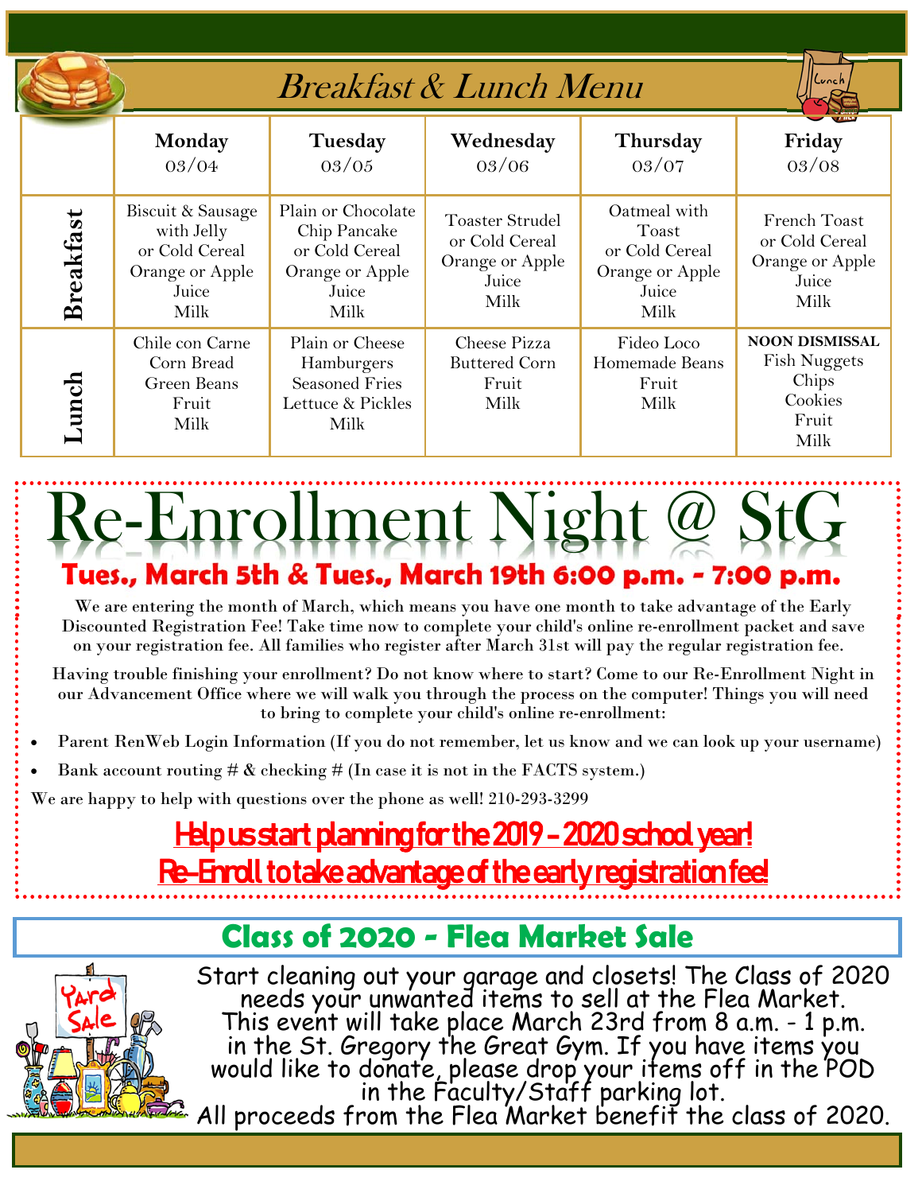# Breakfast & Lunch Menu

| | Monday 03/04 | Tuesday 03/05 | Wednesday 03/06 | Thursday 03/07 | Friday 03/08 |
|---|---|---|---|---|---|
| **Breakfast** | Biscuit & Sausage with Jelly or Cold Cereal Orange or Apple Juice Milk | Plain or Chocolate Chip Pancake or Cold Cereal Orange or Apple Juice Milk | Toaster Strudel or Cold Cereal Orange or Apple Juice Milk | Oatmeal with Toast or Cold Cereal Orange or Apple Juice Milk | French Toast or Cold Cereal Orange or Apple Juice Milk |
| **Lunch** | Chile con Carne Corn Bread Green Beans Fruit Milk | Plain or Cheese Hamburgers Seasoned Fries Lettuce & Pickles Milk | Cheese Pizza Buttered Corn Fruit Milk | Fideo Loco Homemade Beans Fruit Milk | **NOON DISMISSAL** Fish Nuggets Chips Cookies Fruit Milk |

# Re-Enrollment Night @ StG

## Tues., March 5th & Tues., March 19th 6:00 p.m. - 7:00 p.m.

We are entering the month of March, which means you have one month to take advantage of the Early Discounted Registration Fee! Take time now to complete your child's online re-enrollment packet and save on your registration fee. All families who register after March 31st will pay the regular registration fee.

Having trouble finishing your enrollment? Do not know where to start? Come to our Re-Enrollment Night in our Advancement Office where we will walk you through the process on the computer! Things you will need to bring to complete your child's online re-enrollment:

- Parent RenWeb Login Information (If you do not remember, let us know and we can look up your username)
- Bank account routing # & checking # (In case it is not in the FACTS system.)

We are happy to help with questions over the phone as well! 210-293-3299

**Help us start planning for the 2019 - 2020 school year!**
**Re-Enroll to take advantage of the early registration fee!**

## Class of 2020 - Flea Market Sale

Start cleaning out your garage and closets! The Class of 2020 needs your unwanted items to sell at the Flea Market. This event will take place March 23rd from 8 a.m. - 1 p.m. in the St. Gregory the Great Gym. If you have items you would like to donate, please drop your items off in the POD in the Faculty/Staff parking lot.
All proceeds from the Flea Market benefit the class of 2020.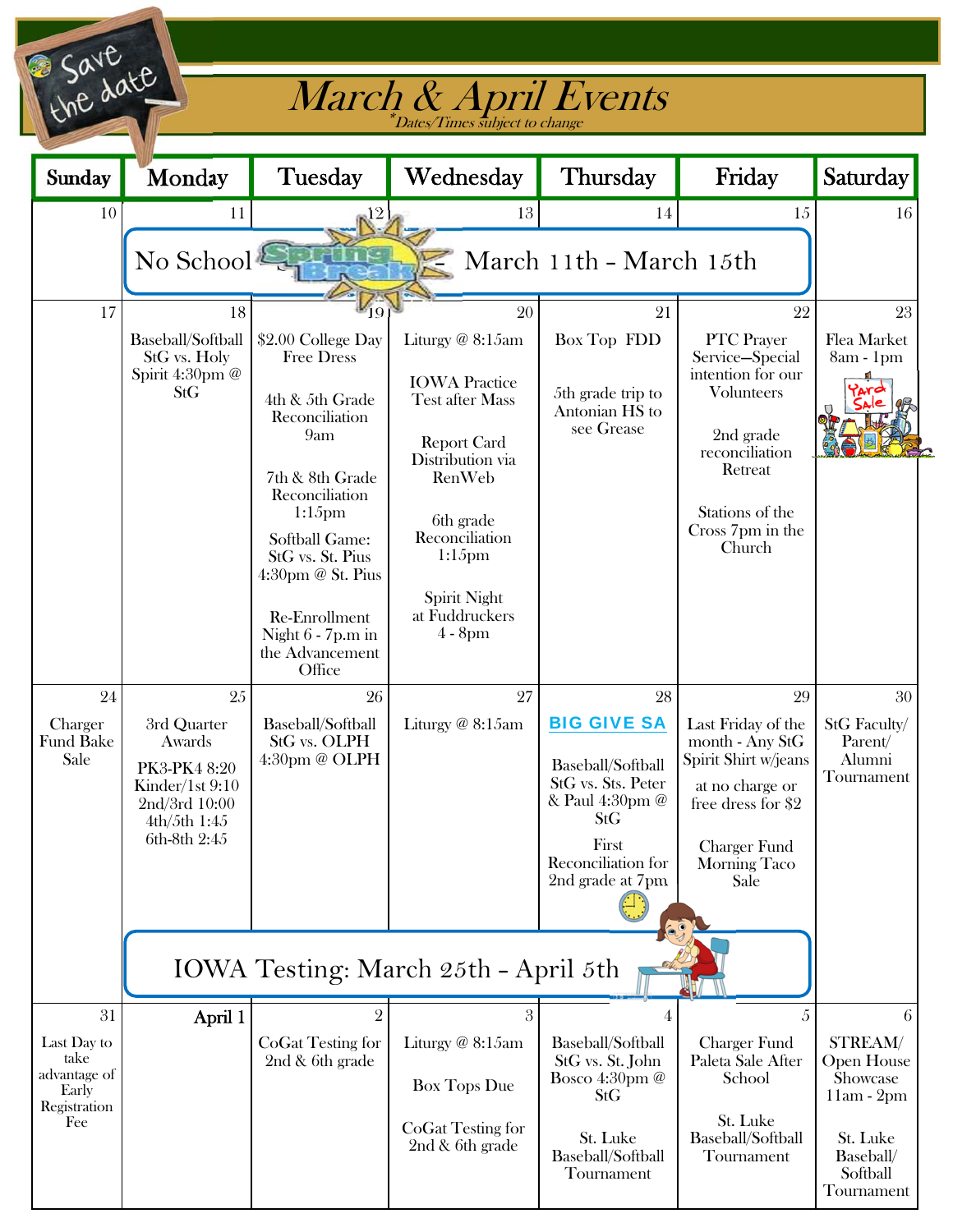Save the date

# March & April Events

*Dates/Times subject to change

| Sunday | Monday | Tuesday | Wednesday | Thursday | Friday | Saturday |
|---|---|---|---|---|---|---|
| 10 | 11 | 12 | 13 | 14 | 15 | 16 |
| | No School Spring Break March 11th - March 15th | | | | | |
| 17 | 18 Baseball/Softball StG vs. Holy Spirit 4:30pm @ StG | 19 $2.00 College Day Free Dress<br><br>4th & 5th Grade Reconciliation 9am<br><br>7th & 8th Grade Reconciliation 1:15pm<br><br>Softball Game: StG vs. St. Pius 4:30pm @ St. Pius<br><br>Re-Enrollment Night 6 - 7p.m in the Advancement Office | 20 Liturgy @ 8:15am<br><br>IOWA Practice Test after Mass<br><br>Report Card Distribution via RenWeb<br><br>6th grade Reconciliation 1:15pm<br><br>Spirit Night at Fuddruckers 4 - 8pm | 21 Box Top FDD<br><br>5th grade trip to Antonian HS to see Grease | 22 PTC Prayer Service—Special intention for our Volunteers<br><br>2nd grade reconciliation Retreat<br><br>Stations of the Cross 7pm in the Church | 23 Flea Market 8am - 1pm<br><br>Yard Sale |
| 24 Charger Fund Bake Sale | 25 3rd Quarter Awards<br>PK3-PK4 8:20<br>Kinder/1st 9:10<br>2nd/3rd 10:00<br>4th/5th 1:45<br>6th-8th 2:45 | 26 Baseball/Softball StG vs. OLPH 4:30pm @ OLPH | 27 Liturgy @ 8:15am | 28 BIG GIVE SA<br><br>Baseball/Softball StG vs. Sts. Peter & Paul 4:30pm @ StG<br><br>First Reconciliation for 2nd grade at 7pm | 29 Last Friday of the month - Any StG Spirit Shirt w/jeans at no charge or free dress for $2<br><br>Charger Fund Morning Taco Sale | 30 StG Faculty/ Parent/ Alumni Tournament |
| | IOWA Testing: March 25th - April 5th | | | | | |
| 31 Last Day to take advantage of Early Registration Fee | April 1 | 2 CoGat Testing for 2nd & 6th grade | 3 Liturgy @ 8:15am<br><br>Box Tops Due<br><br>CoGat Testing for 2nd & 6th grade | 4 Baseball/Softball StG vs. St. John Bosco 4:30pm @ StG<br><br>St. Luke Baseball/Softball Tournament | 5 Charger Fund Paleta Sale After School<br><br>St. Luke Baseball/Softball Tournament | 6 STREAM/ Open House Showcase 11am - 2pm<br><br>St. Luke Baseball/ Softball Tournament |